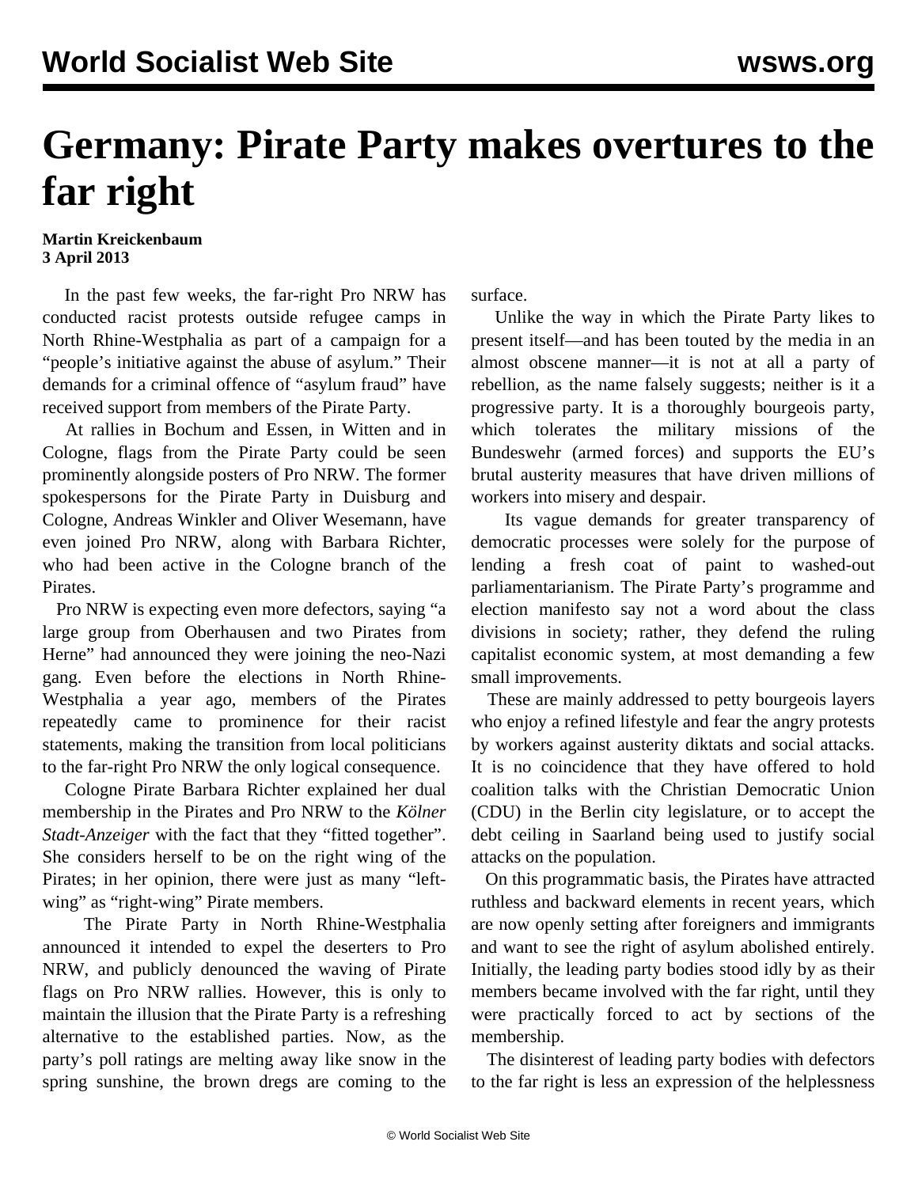# Germany: Pirate Party makes overtures to the far right

**Martin Kreickenbaum**
**3 April 2013**

In the past few weeks, the far-right Pro NRW has conducted racist protests outside refugee camps in North Rhine-Westphalia as part of a campaign for a "people's initiative against the abuse of asylum." Their demands for a criminal offence of "asylum fraud" have received support from members of the Pirate Party.

At rallies in Bochum and Essen, in Witten and in Cologne, flags from the Pirate Party could be seen prominently alongside posters of Pro NRW. The former spokespersons for the Pirate Party in Duisburg and Cologne, Andreas Winkler and Oliver Wesemann, have even joined Pro NRW, along with Barbara Richter, who had been active in the Cologne branch of the Pirates.

Pro NRW is expecting even more defectors, saying "a large group from Oberhausen and two Pirates from Herne" had announced they were joining the neo-Nazi gang. Even before the elections in North Rhine-Westphalia a year ago, members of the Pirates repeatedly came to prominence for their racist statements, making the transition from local politicians to the far-right Pro NRW the only logical consequence.

Cologne Pirate Barbara Richter explained her dual membership in the Pirates and Pro NRW to the *Kölner Stadt-Anzeiger* with the fact that they "fitted together". She considers herself to be on the right wing of the Pirates; in her opinion, there were just as many "left-wing" as "right-wing" Pirate members.

The Pirate Party in North Rhine-Westphalia announced it intended to expel the deserters to Pro NRW, and publicly denounced the waving of Pirate flags on Pro NRW rallies. However, this is only to maintain the illusion that the Pirate Party is a refreshing alternative to the established parties. Now, as the party's poll ratings are melting away like snow in the spring sunshine, the brown dregs are coming to the surface.

Unlike the way in which the Pirate Party likes to present itself—and has been touted by the media in an almost obscene manner—it is not at all a party of rebellion, as the name falsely suggests; neither is it a progressive party. It is a thoroughly bourgeois party, which tolerates the military missions of the Bundeswehr (armed forces) and supports the EU's brutal austerity measures that have driven millions of workers into misery and despair.

Its vague demands for greater transparency of democratic processes were solely for the purpose of lending a fresh coat of paint to washed-out parliamentarianism. The Pirate Party's programme and election manifesto say not a word about the class divisions in society; rather, they defend the ruling capitalist economic system, at most demanding a few small improvements.

These are mainly addressed to petty bourgeois layers who enjoy a refined lifestyle and fear the angry protests by workers against austerity diktats and social attacks. It is no coincidence that they have offered to hold coalition talks with the Christian Democratic Union (CDU) in the Berlin city legislature, or to accept the debt ceiling in Saarland being used to justify social attacks on the population.

On this programmatic basis, the Pirates have attracted ruthless and backward elements in recent years, which are now openly setting after foreigners and immigrants and want to see the right of asylum abolished entirely. Initially, the leading party bodies stood idly by as their members became involved with the far right, until they were practically forced to act by sections of the membership.

The disinterest of leading party bodies with defectors to the far right is less an expression of the helplessness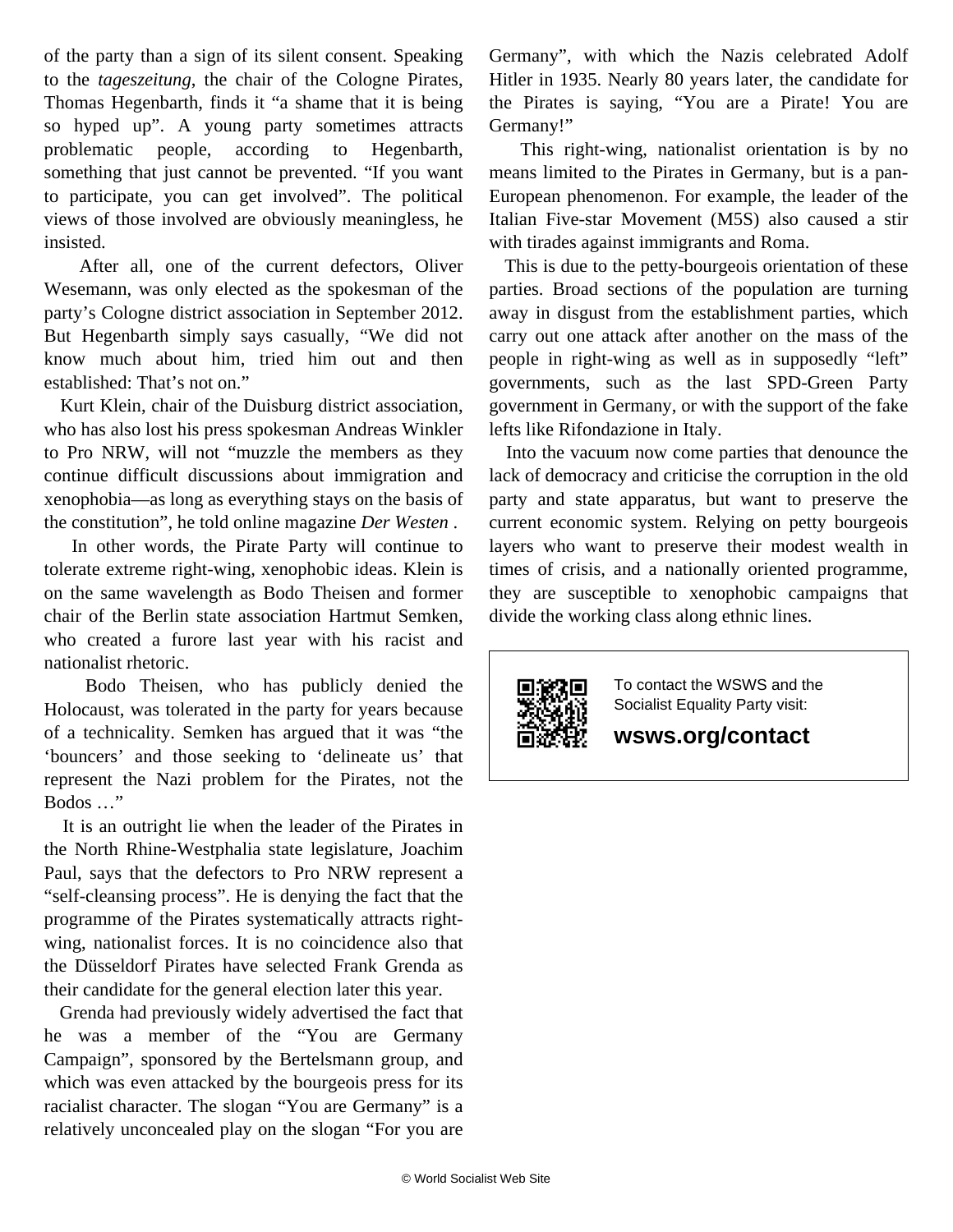of the party than a sign of its silent consent. Speaking to the *tageszeitung*, the chair of the Cologne Pirates, Thomas Hegenbarth, finds it "a shame that it is being so hyped up". A young party sometimes attracts problematic people, according to Hegenbarth, something that just cannot be prevented. "If you want to participate, you can get involved". The political views of those involved are obviously meaningless, he insisted.

After all, one of the current defectors, Oliver Wesemann, was only elected as the spokesman of the party's Cologne district association in September 2012. But Hegenbarth simply says casually, "We did not know much about him, tried him out and then established: That's not on."

Kurt Klein, chair of the Duisburg district association, who has also lost his press spokesman Andreas Winkler to Pro NRW, will not "muzzle the members as they continue difficult discussions about immigration and xenophobia—as long as everything stays on the basis of the constitution", he told online magazine *Der Westen* .

In other words, the Pirate Party will continue to tolerate extreme right-wing, xenophobic ideas. Klein is on the same wavelength as Bodo Theisen and former chair of the Berlin state association Hartmut Semken, who created a furore last year with his racist and nationalist rhetoric.

Bodo Theisen, who has publicly denied the Holocaust, was tolerated in the party for years because of a technicality. Semken has argued that it was "the 'bouncers' and those seeking to 'delineate us' that represent the Nazi problem for the Pirates, not the Bodos …"

It is an outright lie when the leader of the Pirates in the North Rhine-Westphalia state legislature, Joachim Paul, says that the defectors to Pro NRW represent a "self-cleansing process". He is denying the fact that the programme of the Pirates systematically attracts right-wing, nationalist forces. It is no coincidence also that the Düsseldorf Pirates have selected Frank Grenda as their candidate for the general election later this year.

Grenda had previously widely advertised the fact that he was a member of the "You are Germany Campaign", sponsored by the Bertelsmann group, and which was even attacked by the bourgeois press for its racialist character. The slogan "You are Germany" is a relatively unconcealed play on the slogan "For you are Germany", with which the Nazis celebrated Adolf Hitler in 1935. Nearly 80 years later, the candidate for the Pirates is saying, "You are a Pirate! You are Germany!"

This right-wing, nationalist orientation is by no means limited to the Pirates in Germany, but is a pan-European phenomenon. For example, the leader of the Italian Five-star Movement (M5S) also caused a stir with tirades against immigrants and Roma.

This is due to the petty-bourgeois orientation of these parties. Broad sections of the population are turning away in disgust from the establishment parties, which carry out one attack after another on the mass of the people in right-wing as well as in supposedly "left" governments, such as the last SPD-Green Party government in Germany, or with the support of the fake lefts like Rifondazione in Italy.

Into the vacuum now come parties that denounce the lack of democracy and criticise the corruption in the old party and state apparatus, but want to preserve the current economic system. Relying on petty bourgeois layers who want to preserve their modest wealth in times of crisis, and a nationally oriented programme, they are susceptible to xenophobic campaigns that divide the working class along ethnic lines.

To contact the WSWS and the Socialist Equality Party visit:

**wsws.org/contact**